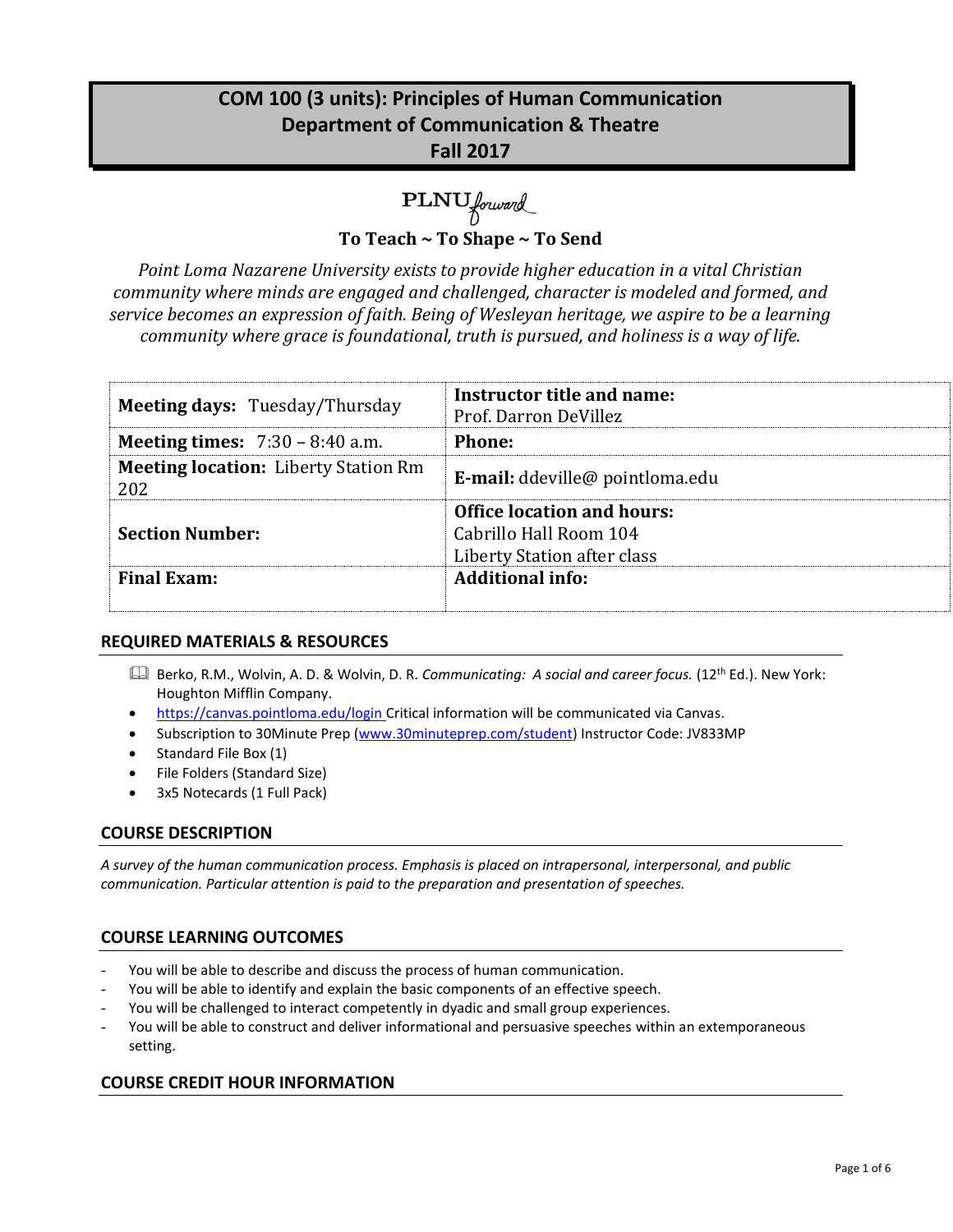# COM 100 (3 units): Principles of Human Communication
## Department of Communication & Theatre
## Fall 2017

PLNU*forward*

**To Teach ~ To Shape ~ To Send**

*Point Loma Nazarene University exists to provide higher education in a vital Christian community where minds are engaged and challenged, character is modeled and formed, and service becomes an expression of faith. Being of Wesleyan heritage, we aspire to be a learning community where grace is foundational, truth is pursued, and holiness is a way of life.*

| | |
|---|---|
| **Meeting days:** Tuesday/Thursday | **Instructor title and name:** Prof. Darron DeVillez |
| **Meeting times:** 7:30 – 8:40 a.m. | **Phone:** |
| **Meeting location:** Liberty Station Rm 202 | **E-mail:** ddeville@ pointloma.edu |
| **Section Number:** | **Office location and hours:** Cabrillo Hall Room 104 Liberty Station after class |
| **Final Exam:** | **Additional info:** |

## REQUIRED MATERIALS & RESOURCES

- Berko, R.M., Wolvin, A. D. & Wolvin, D. R. *Communicating: A social and career focus.* (12th Ed.). New York: Houghton Mifflin Company.
- https://canvas.pointloma.edu/login Critical information will be communicated via Canvas.
- Subscription to 30Minute Prep (www.30minuteprep.com/student) Instructor Code: JV833MP
- Standard File Box (1)
- File Folders (Standard Size)
- 3x5 Notecards (1 Full Pack)

## COURSE DESCRIPTION

*A survey of the human communication process. Emphasis is placed on intrapersonal, interpersonal, and public communication. Particular attention is paid to the preparation and presentation of speeches.*

## COURSE LEARNING OUTCOMES

- You will be able to describe and discuss the process of human communication.
- You will be able to identify and explain the basic components of an effective speech.
- You will be challenged to interact competently in dyadic and small group experiences.
- You will be able to construct and deliver informational and persuasive speeches within an extemporaneous setting.

## COURSE CREDIT HOUR INFORMATION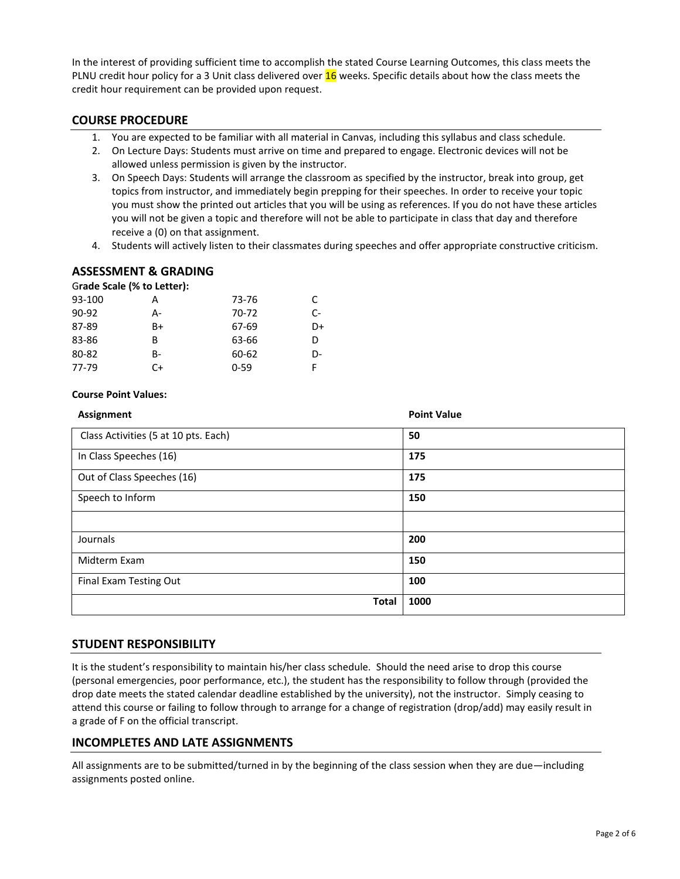In the interest of providing sufficient time to accomplish the stated Course Learning Outcomes, this class meets the PLNU credit hour policy for a 3 Unit class delivered over 16 weeks. Specific details about how the class meets the credit hour requirement can be provided upon request.

## COURSE PROCEDURE

1. You are expected to be familiar with all material in Canvas, including this syllabus and class schedule.
2. On Lecture Days: Students must arrive on time and prepared to engage. Electronic devices will not be allowed unless permission is given by the instructor.
3. On Speech Days: Students will arrange the classroom as specified by the instructor, break into group, get topics from instructor, and immediately begin prepping for their speeches. In order to receive your topic you must show the printed out articles that you will be using as references. If you do not have these articles you will not be given a topic and therefore will not be able to participate in class that day and therefore receive a (0) on that assignment.
4. Students will actively listen to their classmates during speeches and offer appropriate constructive criticism.

## ASSESSMENT & GRADING

**Grade Scale (% to Letter):**

| | | | |
|---|---|---|---|
| 93-100 | A | 73-76 | C |
| 90-92 | A- | 70-72 | C- |
| 87-89 | B+ | 67-69 | D+ |
| 83-86 | B | 63-66 | D |
| 80-82 | B- | 60-62 | D- |
| 77-79 | C+ | 0-59 | F |

**Course Point Values:**

| Assignment | Point Value |
|---|---|
| Class Activities (5 at 10 pts. Each) | **50** |
| In Class Speeches (16) | **175** |
| Out of Class Speeches (16) | **175** |
| Speech to Inform | **150** |
| | |
| Journals | **200** |
| Midterm Exam | **150** |
| Final Exam Testing Out | **100** |
| **Total** | **1000** |

## STUDENT RESPONSIBILITY

It is the student's responsibility to maintain his/her class schedule. Should the need arise to drop this course (personal emergencies, poor performance, etc.), the student has the responsibility to follow through (provided the drop date meets the stated calendar deadline established by the university), not the instructor. Simply ceasing to attend this course or failing to follow through to arrange for a change of registration (drop/add) may easily result in a grade of F on the official transcript.

## INCOMPLETES AND LATE ASSIGNMENTS

All assignments are to be submitted/turned in by the beginning of the class session when they are due—including assignments posted online.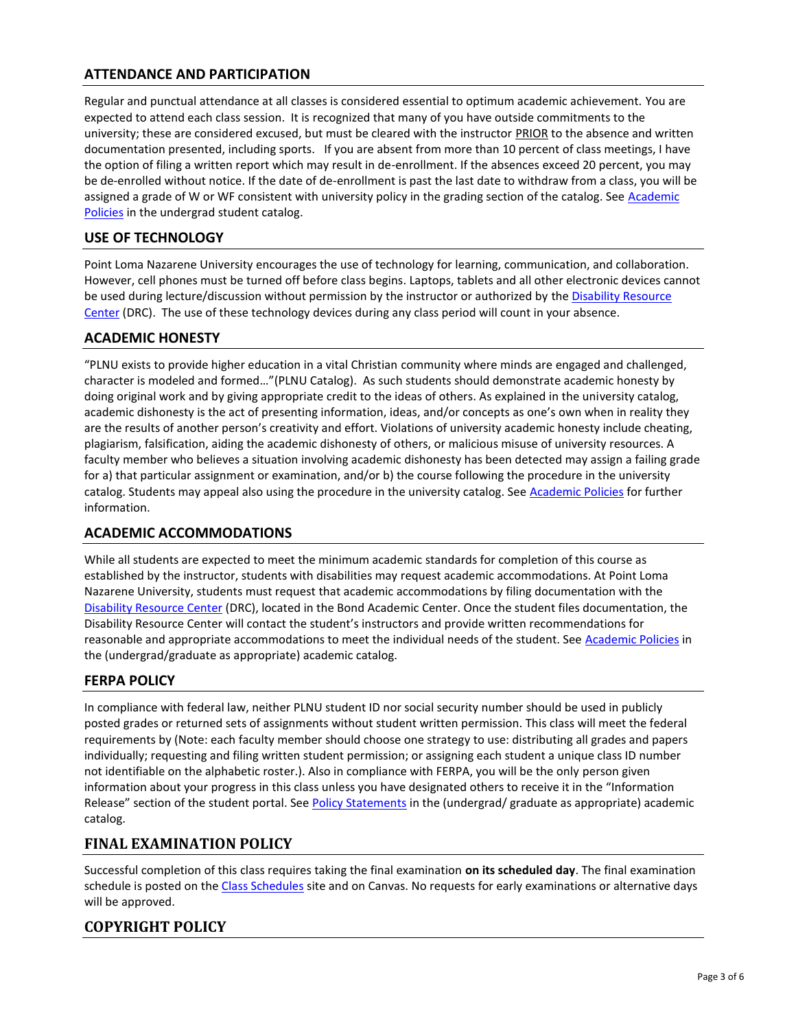## ATTENDANCE AND PARTICIPATION

Regular and punctual attendance at all classes is considered essential to optimum academic achievement. You are expected to attend each class session. It is recognized that many of you have outside commitments to the university; these are considered excused, but must be cleared with the instructor PRIOR to the absence and written documentation presented, including sports. If you are absent from more than 10 percent of class meetings, I have the option of filing a written report which may result in de-enrollment. If the absences exceed 20 percent, you may be de-enrolled without notice. If the date of de-enrollment is past the last date to withdraw from a class, you will be assigned a grade of W or WF consistent with university policy in the grading section of the catalog. See Academic Policies in the undergrad student catalog.

## USE OF TECHNOLOGY

Point Loma Nazarene University encourages the use of technology for learning, communication, and collaboration. However, cell phones must be turned off before class begins. Laptops, tablets and all other electronic devices cannot be used during lecture/discussion without permission by the instructor or authorized by the Disability Resource Center (DRC). The use of these technology devices during any class period will count in your absence.

## ACADEMIC HONESTY

"PLNU exists to provide higher education in a vital Christian community where minds are engaged and challenged, character is modeled and formed…"(PLNU Catalog). As such students should demonstrate academic honesty by doing original work and by giving appropriate credit to the ideas of others. As explained in the university catalog, academic dishonesty is the act of presenting information, ideas, and/or concepts as one's own when in reality they are the results of another person's creativity and effort. Violations of university academic honesty include cheating, plagiarism, falsification, aiding the academic dishonesty of others, or malicious misuse of university resources. A faculty member who believes a situation involving academic dishonesty has been detected may assign a failing grade for a) that particular assignment or examination, and/or b) the course following the procedure in the university catalog. Students may appeal also using the procedure in the university catalog. See Academic Policies for further information.

## ACADEMIC ACCOMMODATIONS

While all students are expected to meet the minimum academic standards for completion of this course as established by the instructor, students with disabilities may request academic accommodations. At Point Loma Nazarene University, students must request that academic accommodations by filing documentation with the Disability Resource Center (DRC), located in the Bond Academic Center. Once the student files documentation, the Disability Resource Center will contact the student's instructors and provide written recommendations for reasonable and appropriate accommodations to meet the individual needs of the student. See Academic Policies in the (undergrad/graduate as appropriate) academic catalog.

## FERPA POLICY

In compliance with federal law, neither PLNU student ID nor social security number should be used in publicly posted grades or returned sets of assignments without student written permission. This class will meet the federal requirements by (Note: each faculty member should choose one strategy to use: distributing all grades and papers individually; requesting and filing written student permission; or assigning each student a unique class ID number not identifiable on the alphabetic roster.). Also in compliance with FERPA, you will be the only person given information about your progress in this class unless you have designated others to receive it in the "Information Release" section of the student portal. See Policy Statements in the (undergrad/ graduate as appropriate) academic catalog.

## FINAL EXAMINATION POLICY

Successful completion of this class requires taking the final examination **on its scheduled day**. The final examination schedule is posted on the Class Schedules site and on Canvas. No requests for early examinations or alternative days will be approved.

## COPYRIGHT POLICY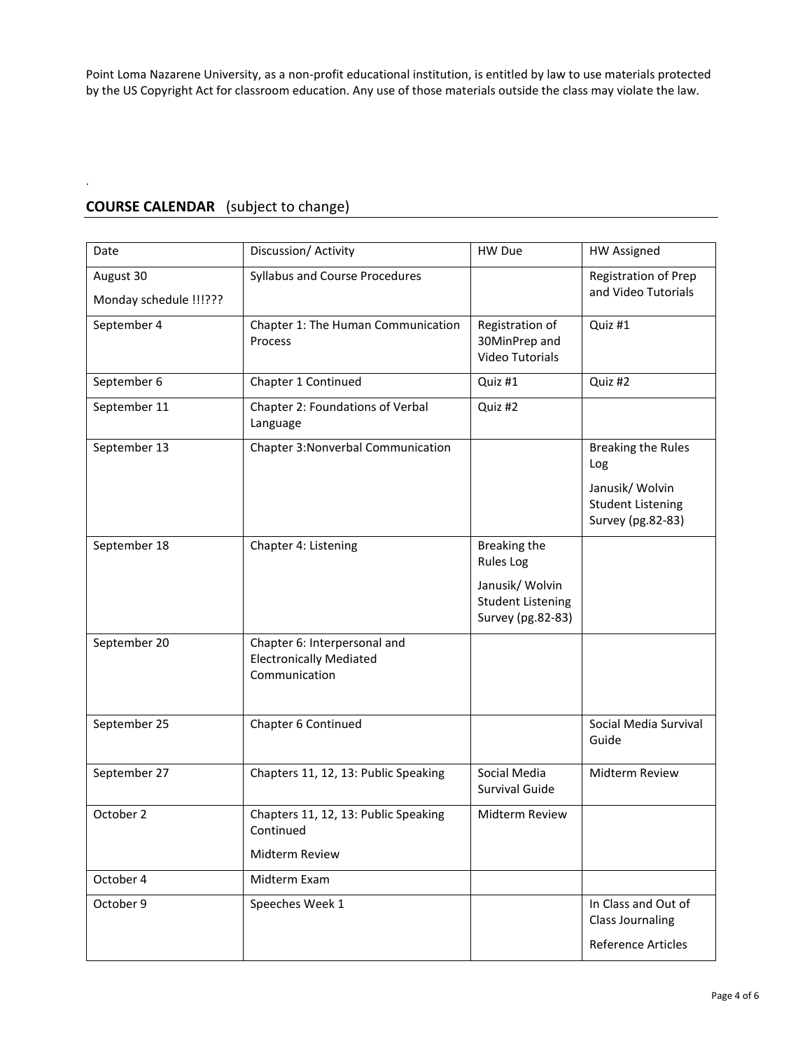Point Loma Nazarene University, as a non-profit educational institution, is entitled by law to use materials protected by the US Copyright Act for classroom education. Any use of those materials outside the class may violate the law.

.

## **COURSE CALENDAR** (subject to change)

| Date | Discussion/ Activity | HW Due | HW Assigned |
|---|---|---|---|
| August 30<br>Monday schedule !!!??? | Syllabus and Course Procedures | | Registration of Prep and Video Tutorials |
| September 4 | Chapter 1: The Human Communication Process | Registration of 30MinPrep and Video Tutorials | Quiz #1 |
| September 6 | Chapter 1 Continued | Quiz #1 | Quiz #2 |
| September 11 | Chapter 2: Foundations of Verbal Language | Quiz #2 | |
| September 13 | Chapter 3:Nonverbal Communication | | Breaking the Rules Log<br>Janusik/ Wolvin Student Listening Survey (pg.82-83) |
| September 18 | Chapter 4: Listening | Breaking the Rules Log<br>Janusik/ Wolvin Student Listening Survey (pg.82-83) | |
| September 20 | Chapter 6: Interpersonal and Electronically Mediated Communication | | |
| September 25 | Chapter 6 Continued | | Social Media Survival Guide |
| September 27 | Chapters 11, 12, 13: Public Speaking | Social Media Survival Guide | Midterm Review |
| October 2 | Chapters 11, 12, 13: Public Speaking Continued<br>Midterm Review | Midterm Review | |
| October 4 | Midterm Exam | | |
| October 9 | Speeches Week 1 | | In Class and Out of Class Journaling<br>Reference Articles |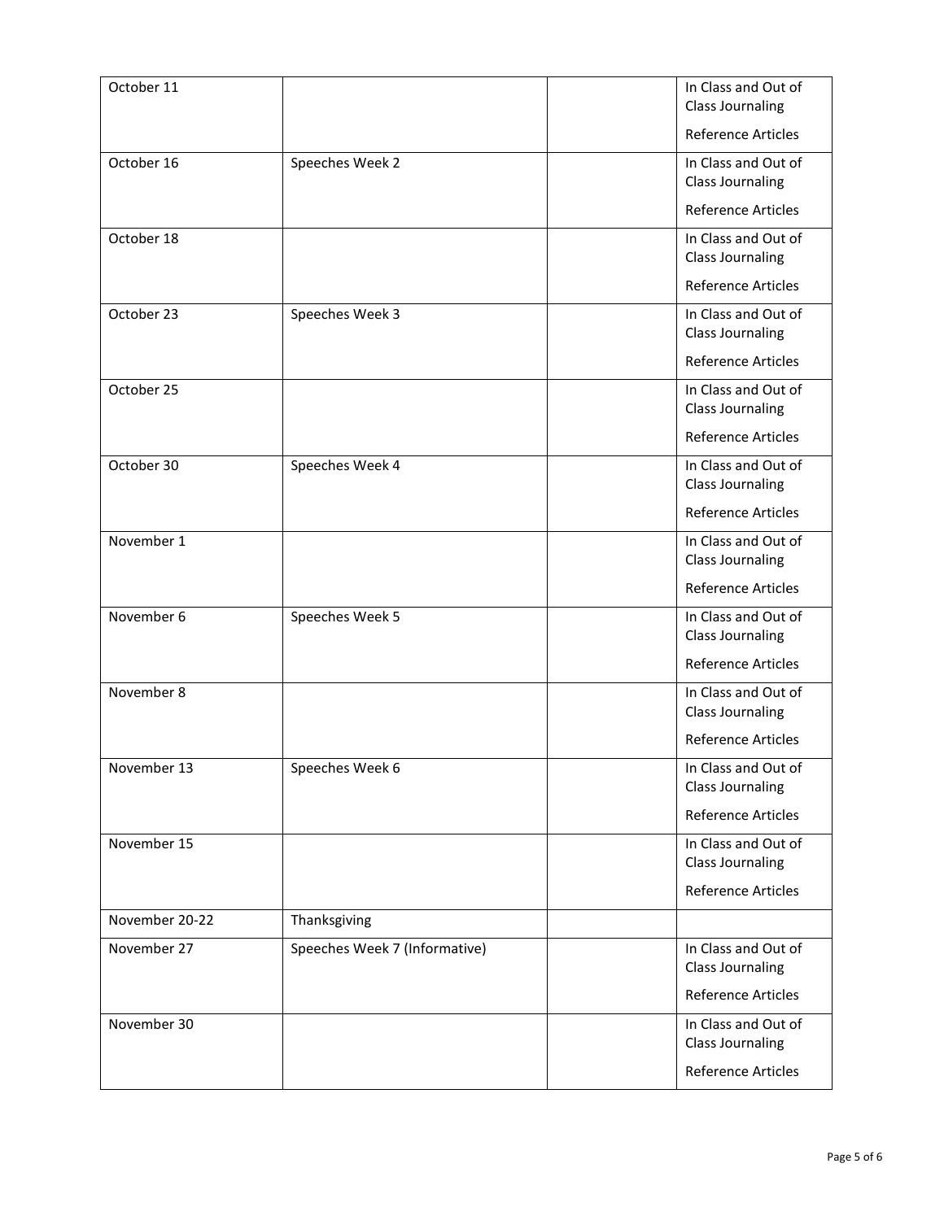| October 11 | | | In Class and Out of Class Journaling<br>Reference Articles |
|---|---|---|---|
| October 16 | Speeches Week 2 | | In Class and Out of Class Journaling<br>Reference Articles |
| October 18 | | | In Class and Out of Class Journaling<br>Reference Articles |
| October 23 | Speeches Week 3 | | In Class and Out of Class Journaling<br>Reference Articles |
| October 25 | | | In Class and Out of Class Journaling<br>Reference Articles |
| October 30 | Speeches Week 4 | | In Class and Out of Class Journaling<br>Reference Articles |
| November 1 | | | In Class and Out of Class Journaling<br>Reference Articles |
| November 6 | Speeches Week 5 | | In Class and Out of Class Journaling<br>Reference Articles |
| November 8 | | | In Class and Out of Class Journaling<br>Reference Articles |
| November 13 | Speeches Week 6 | | In Class and Out of Class Journaling<br>Reference Articles |
| November 15 | | | In Class and Out of Class Journaling<br>Reference Articles |
| November 20-22 | Thanksgiving | | |
| November 27 | Speeches Week 7 (Informative) | | In Class and Out of Class Journaling<br>Reference Articles |
| November 30 | | | In Class and Out of Class Journaling<br>Reference Articles |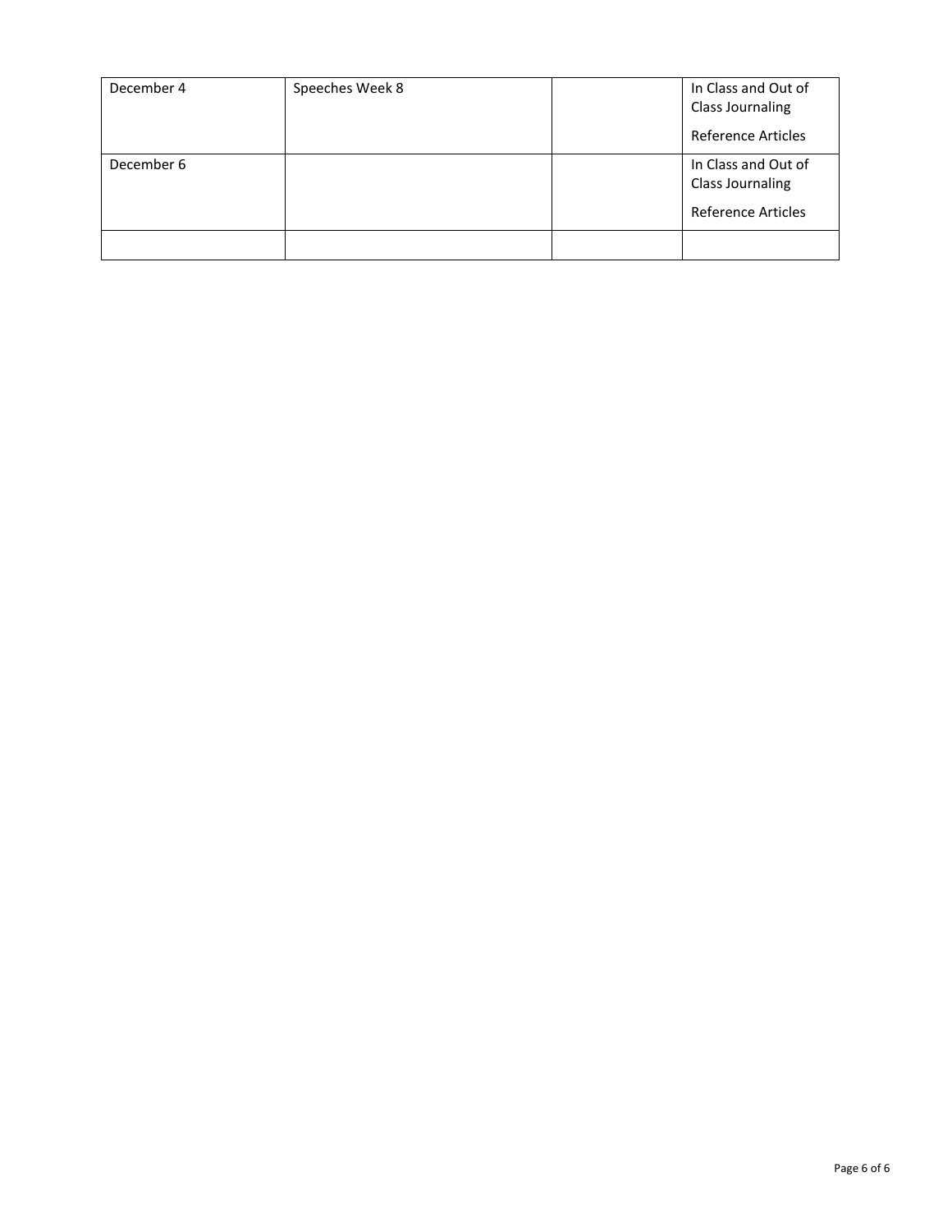| | | | |
|---|---|---|---|
| December 4 | Speeches Week 8 | | In Class and Out of Class Journaling<br><br>Reference Articles |
| December 6 | | | In Class and Out of Class Journaling<br><br>Reference Articles |
| | | | |